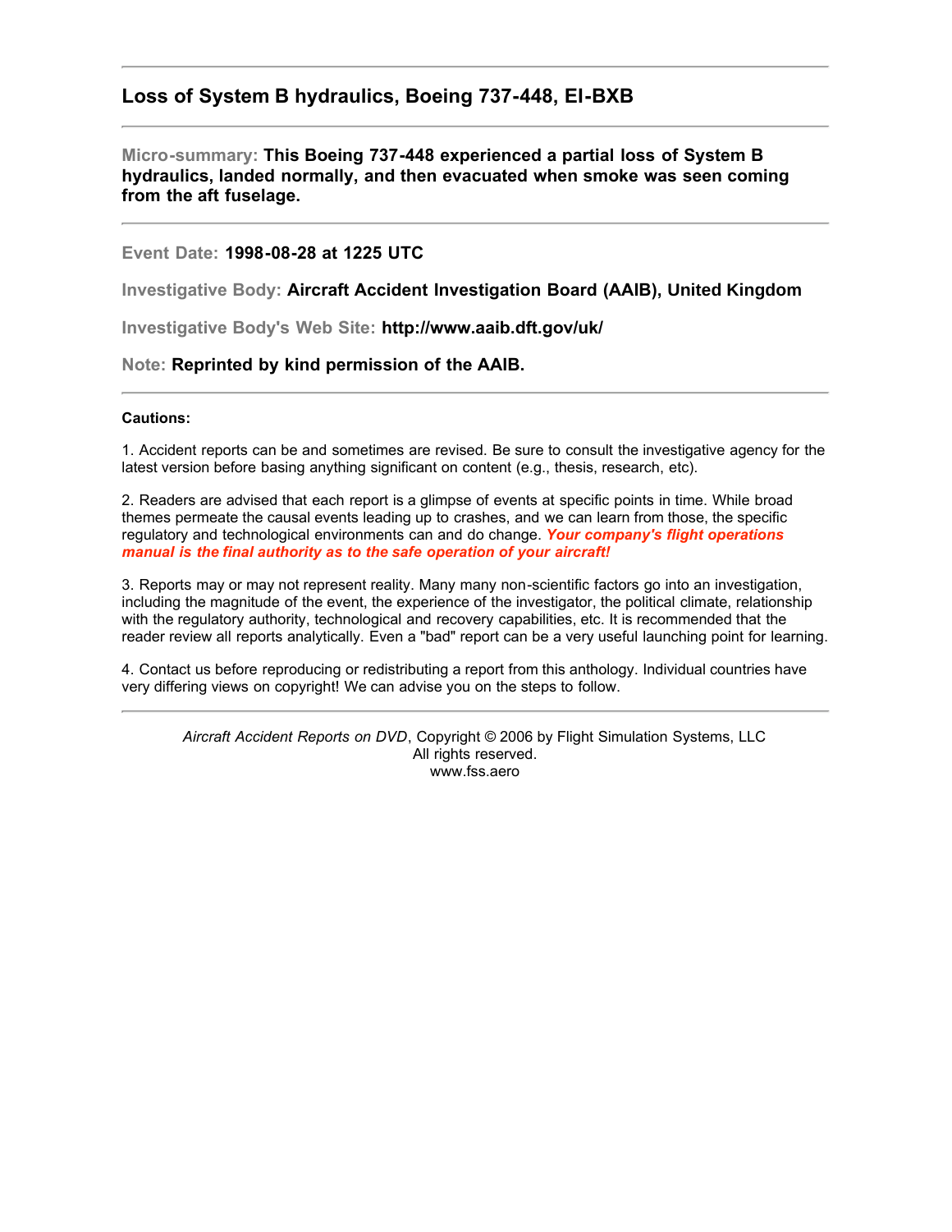# Loss of System B hydraulics, Boeing 737-448, EI-BXB

---

**Micro-summary: This Boeing 737-448 experienced a partial loss of System B hydraulics, landed normally, and then evacuated when smoke was seen coming from the aft fuselage.**

---

Event Date: **1998-08-28 at 1225 UTC**

Investigative Body: **Aircraft Accident Investigation Board (AAIB), United Kingdom**

Investigative Body's Web Site: **http://www.aaib.dft.gov/uk/**

Note: **Reprinted by kind permission of the AAIB.**

---

**Cautions:**

1. Accident reports can be and sometimes are revised. Be sure to consult the investigative agency for the latest version before basing anything significant on content (e.g., thesis, research, etc).

2. Readers are advised that each report is a glimpse of events at specific points in time. While broad themes permeate the causal events leading up to crashes, and we can learn from those, the specific regulatory and technological environments can and do change. ***Your company's flight operations manual is the final authority as to the safe operation of your aircraft!***

3. Reports may or may not represent reality. Many many non-scientific factors go into an investigation, including the magnitude of the event, the experience of the investigator, the political climate, relationship with the regulatory authority, technological and recovery capabilities, etc. It is recommended that the reader review all reports analytically. Even a "bad" report can be a very useful launching point for learning.

4. Contact us before reproducing or redistributing a report from this anthology. Individual countries have very differing views on copyright! We can advise you on the steps to follow.

---

*Aircraft Accident Reports on DVD*, Copyright © 2006 by Flight Simulation Systems, LLC
All rights reserved.
www.fss.aero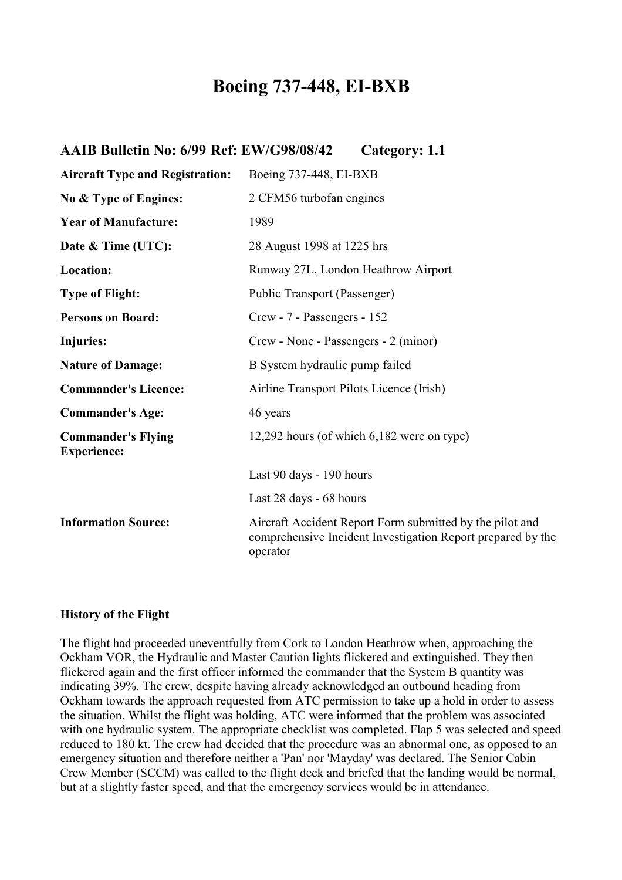# Boeing 737-448, EI-BXB

## AAIB Bulletin No: 6/99 Ref: EW/G98/08/42 Category: 1.1

| | |
|---|---|
| **Aircraft Type and Registration:** | Boeing 737-448, EI-BXB |
| **No & Type of Engines:** | 2 CFM56 turbofan engines |
| **Year of Manufacture:** | 1989 |
| **Date & Time (UTC):** | 28 August 1998 at 1225 hrs |
| **Location:** | Runway 27L, London Heathrow Airport |
| **Type of Flight:** | Public Transport (Passenger) |
| **Persons on Board:** | Crew - 7 - Passengers - 152 |
| **Injuries:** | Crew - None - Passengers - 2 (minor) |
| **Nature of Damage:** | B System hydraulic pump failed |
| **Commander's Licence:** | Airline Transport Pilots Licence (Irish) |
| **Commander's Age:** | 46 years |
| **Commander's Flying Experience:** | 12,292 hours (of which 6,182 were on type) |
| | Last 90 days - 190 hours |
| | Last 28 days - 68 hours |
| **Information Source:** | Aircraft Accident Report Form submitted by the pilot and comprehensive Incident Investigation Report prepared by the operator |

**History of the Flight**

The flight had proceeded uneventfully from Cork to London Heathrow when, approaching the Ockham VOR, the Hydraulic and Master Caution lights flickered and extinguished. They then flickered again and the first officer informed the commander that the System B quantity was indicating 39%. The crew, despite having already acknowledged an outbound heading from Ockham towards the approach requested from ATC permission to take up a hold in order to assess the situation. Whilst the flight was holding, ATC were informed that the problem was associated with one hydraulic system. The appropriate checklist was completed. Flap 5 was selected and speed reduced to 180 kt. The crew had decided that the procedure was an abnormal one, as opposed to an emergency situation and therefore neither a 'Pan' nor 'Mayday' was declared. The Senior Cabin Crew Member (SCCM) was called to the flight deck and briefed that the landing would be normal, but at a slightly faster speed, and that the emergency services would be in attendance.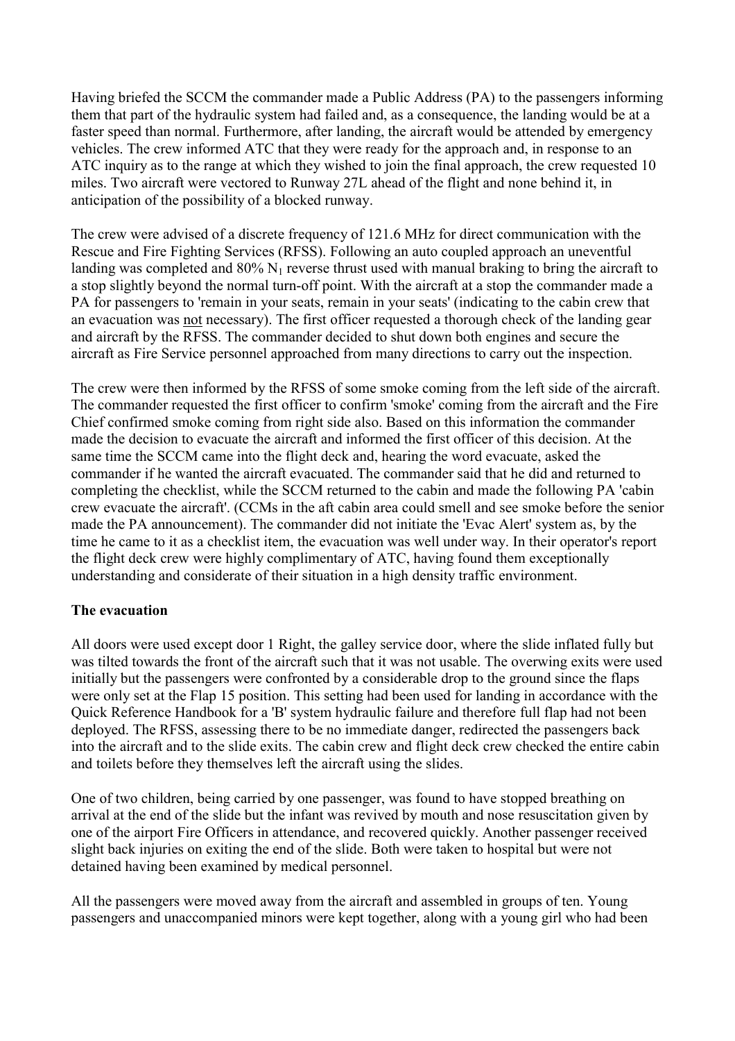Having briefed the SCCM the commander made a Public Address (PA) to the passengers informing them that part of the hydraulic system had failed and, as a consequence, the landing would be at a faster speed than normal. Furthermore, after landing, the aircraft would be attended by emergency vehicles. The crew informed ATC that they were ready for the approach and, in response to an ATC inquiry as to the range at which they wished to join the final approach, the crew requested 10 miles. Two aircraft were vectored to Runway 27L ahead of the flight and none behind it, in anticipation of the possibility of a blocked runway.

The crew were advised of a discrete frequency of 121.6 MHz for direct communication with the Rescue and Fire Fighting Services (RFSS). Following an auto coupled approach an uneventful landing was completed and 80% $N_1$ reverse thrust used with manual braking to bring the aircraft to a stop slightly beyond the normal turn-off point. With the aircraft at a stop the commander made a PA for passengers to 'remain in your seats, remain in your seats' (indicating to the cabin crew that an evacuation was not necessary). The first officer requested a thorough check of the landing gear and aircraft by the RFSS. The commander decided to shut down both engines and secure the aircraft as Fire Service personnel approached from many directions to carry out the inspection.

The crew were then informed by the RFSS of some smoke coming from the left side of the aircraft. The commander requested the first officer to confirm 'smoke' coming from the aircraft and the Fire Chief confirmed smoke coming from right side also. Based on this information the commander made the decision to evacuate the aircraft and informed the first officer of this decision. At the same time the SCCM came into the flight deck and, hearing the word evacuate, asked the commander if he wanted the aircraft evacuated. The commander said that he did and returned to completing the checklist, while the SCCM returned to the cabin and made the following PA 'cabin crew evacuate the aircraft'. (CCMs in the aft cabin area could smell and see smoke before the senior made the PA announcement). The commander did not initiate the 'Evac Alert' system as, by the time he came to it as a checklist item, the evacuation was well under way. In their operator's report the flight deck crew were highly complimentary of ATC, having found them exceptionally understanding and considerate of their situation in a high density traffic environment.

**The evacuation**

All doors were used except door 1 Right, the galley service door, where the slide inflated fully but was tilted towards the front of the aircraft such that it was not usable. The overwing exits were used initially but the passengers were confronted by a considerable drop to the ground since the flaps were only set at the Flap 15 position. This setting had been used for landing in accordance with the Quick Reference Handbook for a 'B' system hydraulic failure and therefore full flap had not been deployed. The RFSS, assessing there to be no immediate danger, redirected the passengers back into the aircraft and to the slide exits. The cabin crew and flight deck crew checked the entire cabin and toilets before they themselves left the aircraft using the slides.

One of two children, being carried by one passenger, was found to have stopped breathing on arrival at the end of the slide but the infant was revived by mouth and nose resuscitation given by one of the airport Fire Officers in attendance, and recovered quickly. Another passenger received slight back injuries on exiting the end of the slide. Both were taken to hospital but were not detained having been examined by medical personnel.

All the passengers were moved away from the aircraft and assembled in groups of ten. Young passengers and unaccompanied minors were kept together, along with a young girl who had been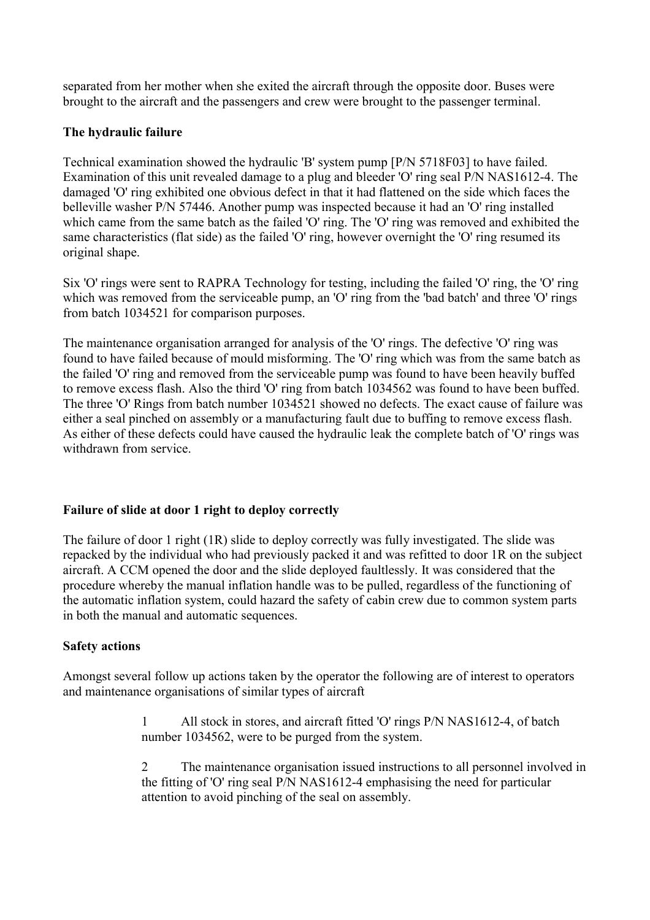separated from her mother when she exited the aircraft through the opposite door. Buses were brought to the aircraft and the passengers and crew were brought to the passenger terminal.

**The hydraulic failure**

Technical examination showed the hydraulic 'B' system pump [P/N 5718F03] to have failed. Examination of this unit revealed damage to a plug and bleeder 'O' ring seal P/N NAS1612-4. The damaged 'O' ring exhibited one obvious defect in that it had flattened on the side which faces the belleville washer P/N 57446. Another pump was inspected because it had an 'O' ring installed which came from the same batch as the failed 'O' ring. The 'O' ring was removed and exhibited the same characteristics (flat side) as the failed 'O' ring, however overnight the 'O' ring resumed its original shape.

Six 'O' rings were sent to RAPRA Technology for testing, including the failed 'O' ring, the 'O' ring which was removed from the serviceable pump, an 'O' ring from the 'bad batch' and three 'O' rings from batch 1034521 for comparison purposes.

The maintenance organisation arranged for analysis of the 'O' rings. The defective 'O' ring was found to have failed because of mould misforming. The 'O' ring which was from the same batch as the failed 'O' ring and removed from the serviceable pump was found to have been heavily buffed to remove excess flash. Also the third 'O' ring from batch 1034562 was found to have been buffed. The three 'O' Rings from batch number 1034521 showed no defects. The exact cause of failure was either a seal pinched on assembly or a manufacturing fault due to buffing to remove excess flash. As either of these defects could have caused the hydraulic leak the complete batch of 'O' rings was withdrawn from service.

**Failure of slide at door 1 right to deploy correctly**

The failure of door 1 right (1R) slide to deploy correctly was fully investigated. The slide was repacked by the individual who had previously packed it and was refitted to door 1R on the subject aircraft. A CCM opened the door and the slide deployed faultlessly. It was considered that the procedure whereby the manual inflation handle was to be pulled, regardless of the functioning of the automatic inflation system, could hazard the safety of cabin crew due to common system parts in both the manual and automatic sequences.

**Safety actions**

Amongst several follow up actions taken by the operator the following are of interest to operators and maintenance organisations of similar types of aircraft

1. All stock in stores, and aircraft fitted 'O' rings P/N NAS1612-4, of batch number 1034562, were to be purged from the system.

2. The maintenance organisation issued instructions to all personnel involved in the fitting of 'O' ring seal P/N NAS1612-4 emphasising the need for particular attention to avoid pinching of the seal on assembly.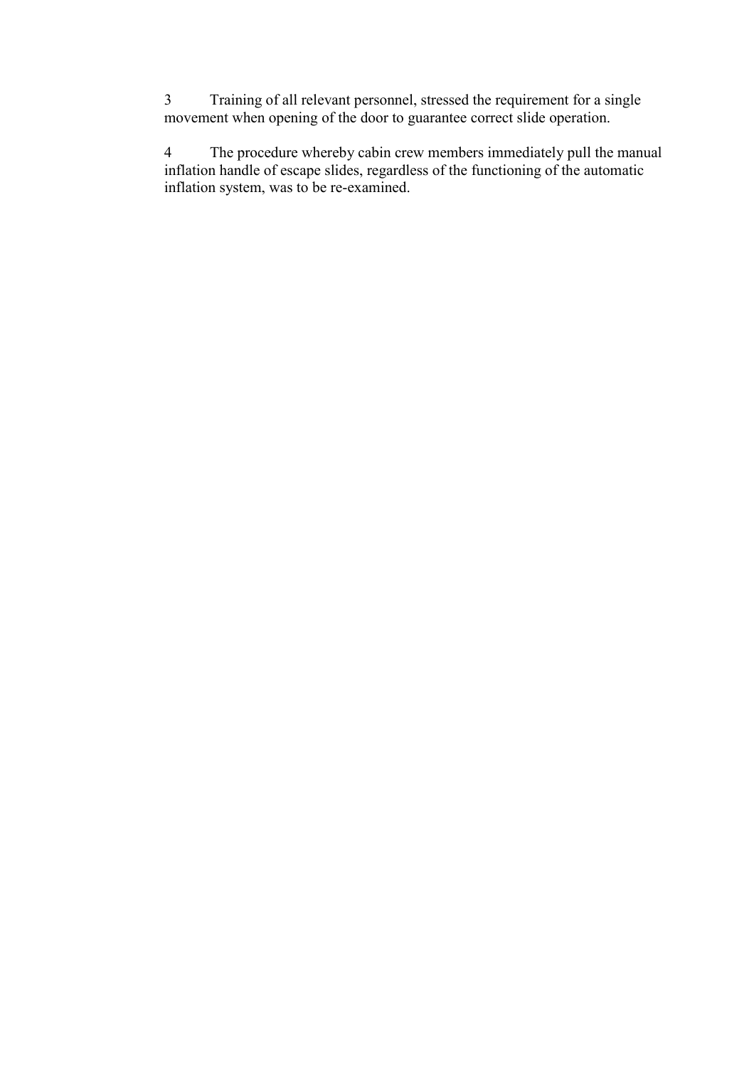3 Training of all relevant personnel, stressed the requirement for a single movement when opening of the door to guarantee correct slide operation.

4 The procedure whereby cabin crew members immediately pull the manual inflation handle of escape slides, regardless of the functioning of the automatic inflation system, was to be re-examined.